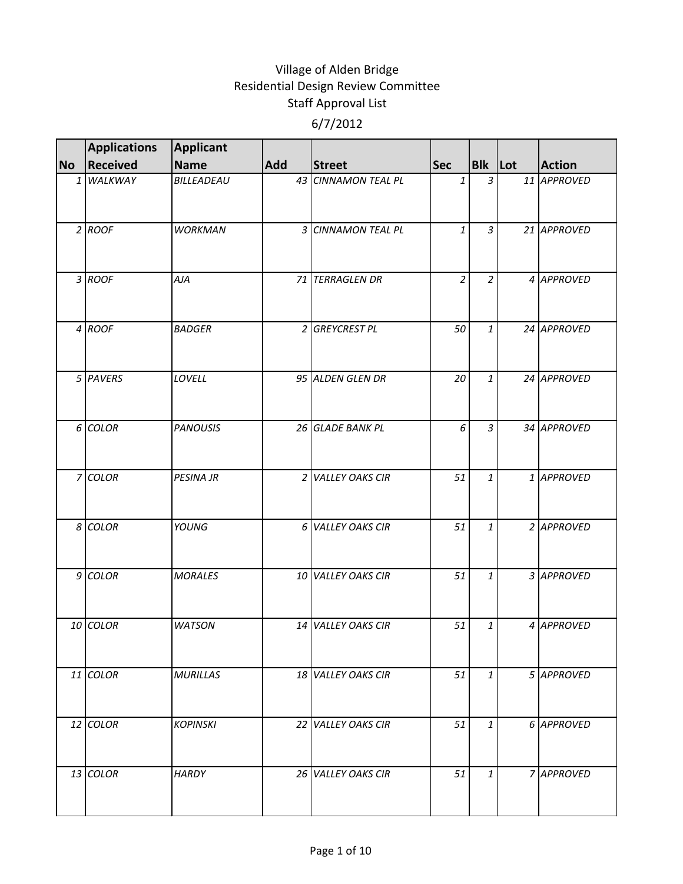# Village of Alden Bridge
## Residential Design Review Committee
## Staff Approval List
## 6/7/2012

| No | Applications Received | Applicant Name | Add | Street | Sec | Blk | Lot | Action |
|---|---|---|---|---|---|---|---|---|
| 1 | WALKWAY | BILLEADEAU | 43 | CINNAMON TEAL PL | 1 | 3 | 11 | APPROVED |
| 2 | ROOF | WORKMAN | 3 | CINNAMON TEAL PL | 1 | 3 | 21 | APPROVED |
| 3 | ROOF | AJA | 71 | TERRAGLEN DR | 2 | 2 | 4 | APPROVED |
| 4 | ROOF | BADGER | 2 | GREYCREST PL | 50 | 1 | 24 | APPROVED |
| 5 | PAVERS | LOVELL | 95 | ALDEN GLEN DR | 20 | 1 | 24 | APPROVED |
| 6 | COLOR | PANOUSIS | 26 | GLADE BANK PL | 6 | 3 | 34 | APPROVED |
| 7 | COLOR | PESINA JR | 2 | VALLEY OAKS CIR | 51 | 1 | 1 | APPROVED |
| 8 | COLOR | YOUNG | 6 | VALLEY OAKS CIR | 51 | 1 | 2 | APPROVED |
| 9 | COLOR | MORALES | 10 | VALLEY OAKS CIR | 51 | 1 | 3 | APPROVED |
| 10 | COLOR | WATSON | 14 | VALLEY OAKS CIR | 51 | 1 | 4 | APPROVED |
| 11 | COLOR | MURILLAS | 18 | VALLEY OAKS CIR | 51 | 1 | 5 | APPROVED |
| 12 | COLOR | KOPINSKI | 22 | VALLEY OAKS CIR | 51 | 1 | 6 | APPROVED |
| 13 | COLOR | HARDY | 26 | VALLEY OAKS CIR | 51 | 1 | 7 | APPROVED |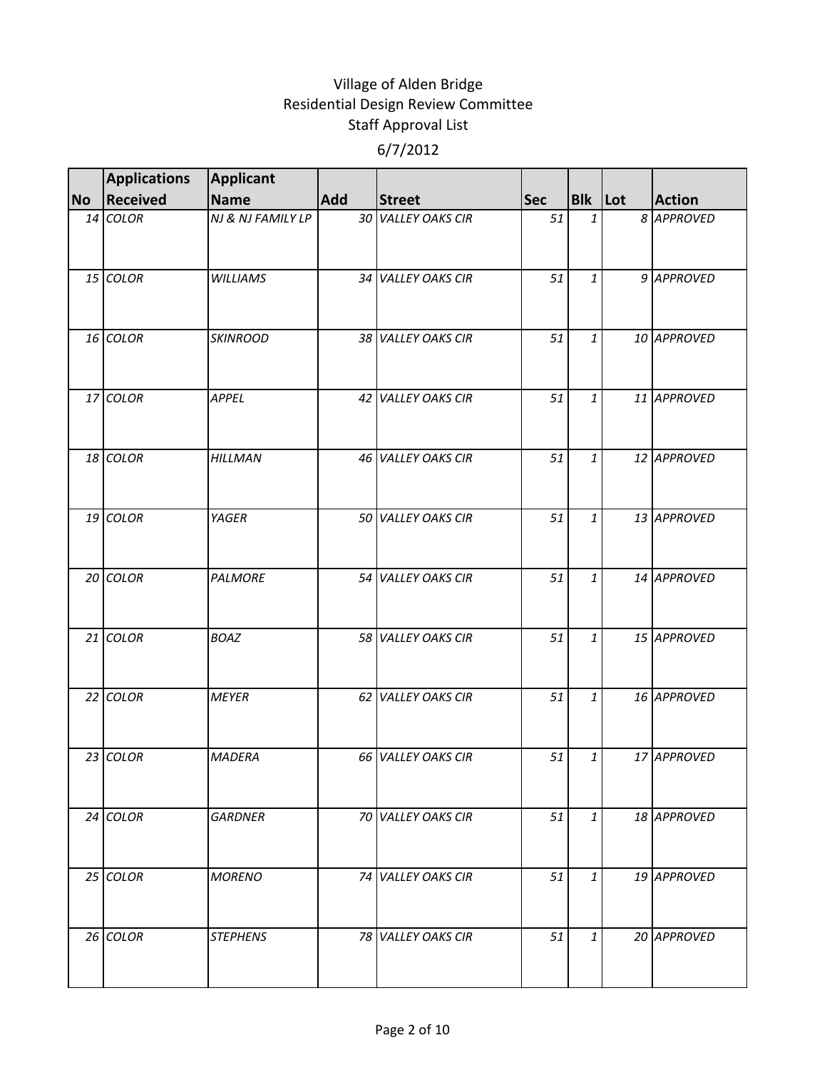Village of Alden Bridge
Residential Design Review Committee
Staff Approval List
6/7/2012

| No | Applications Received | Applicant Name | Add | Street | Sec | Blk | Lot | Action |
|---|---|---|---|---|---|---|---|---|
| 14 | COLOR | NJ & NJ FAMILY LP | 30 | VALLEY OAKS CIR | 51 | 1 | 8 | APPROVED |
| 15 | COLOR | WILLIAMS | 34 | VALLEY OAKS CIR | 51 | 1 | 9 | APPROVED |
| 16 | COLOR | SKINROOD | 38 | VALLEY OAKS CIR | 51 | 1 | 10 | APPROVED |
| 17 | COLOR | APPEL | 42 | VALLEY OAKS CIR | 51 | 1 | 11 | APPROVED |
| 18 | COLOR | HILLMAN | 46 | VALLEY OAKS CIR | 51 | 1 | 12 | APPROVED |
| 19 | COLOR | YAGER | 50 | VALLEY OAKS CIR | 51 | 1 | 13 | APPROVED |
| 20 | COLOR | PALMORE | 54 | VALLEY OAKS CIR | 51 | 1 | 14 | APPROVED |
| 21 | COLOR | BOAZ | 58 | VALLEY OAKS CIR | 51 | 1 | 15 | APPROVED |
| 22 | COLOR | MEYER | 62 | VALLEY OAKS CIR | 51 | 1 | 16 | APPROVED |
| 23 | COLOR | MADERA | 66 | VALLEY OAKS CIR | 51 | 1 | 17 | APPROVED |
| 24 | COLOR | GARDNER | 70 | VALLEY OAKS CIR | 51 | 1 | 18 | APPROVED |
| 25 | COLOR | MORENO | 74 | VALLEY OAKS CIR | 51 | 1 | 19 | APPROVED |
| 26 | COLOR | STEPHENS | 78 | VALLEY OAKS CIR | 51 | 1 | 20 | APPROVED |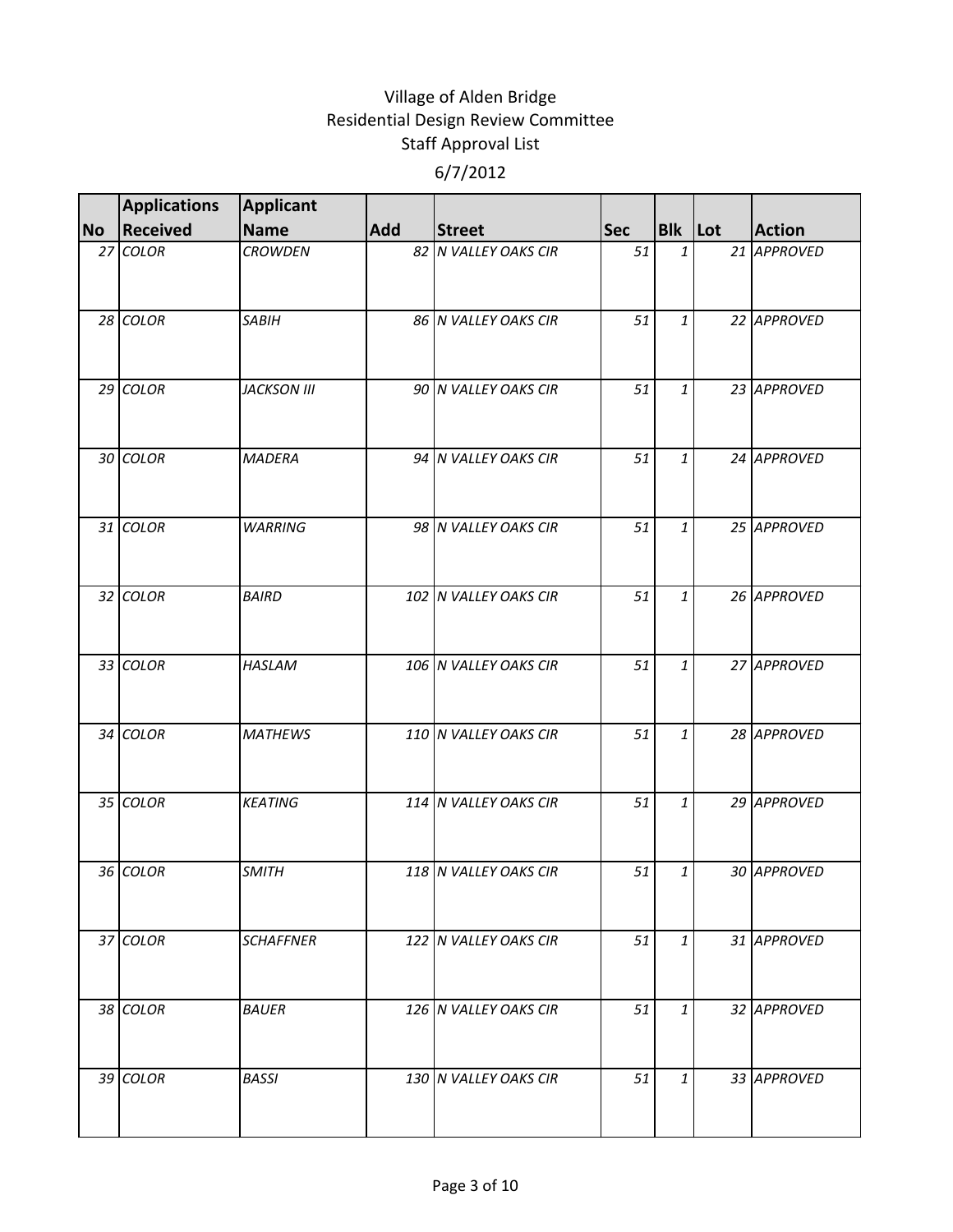# Village of Alden Bridge
## Residential Design Review Committee
## Staff Approval List
### 6/7/2012

| No | Applications Received | Applicant Name | Add | Street | Sec | Blk | Lot | Action |
|---|---|---|---|---|---|---|---|---|
| 27 | *COLOR* | *CROWDEN* | 82 | *N VALLEY OAKS CIR* | 51 | 1 | 21 | *APPROVED* |
| 28 | *COLOR* | *SABIH* | 86 | *N VALLEY OAKS CIR* | 51 | 1 | 22 | *APPROVED* |
| 29 | *COLOR* | *JACKSON III* | 90 | *N VALLEY OAKS CIR* | 51 | 1 | 23 | *APPROVED* |
| 30 | *COLOR* | *MADERA* | 94 | *N VALLEY OAKS CIR* | 51 | 1 | 24 | *APPROVED* |
| 31 | *COLOR* | *WARRING* | 98 | *N VALLEY OAKS CIR* | 51 | 1 | 25 | *APPROVED* |
| 32 | *COLOR* | *BAIRD* | 102 | *N VALLEY OAKS CIR* | 51 | 1 | 26 | *APPROVED* |
| 33 | *COLOR* | *HASLAM* | 106 | *N VALLEY OAKS CIR* | 51 | 1 | 27 | *APPROVED* |
| 34 | *COLOR* | *MATHEWS* | 110 | *N VALLEY OAKS CIR* | 51 | 1 | 28 | *APPROVED* |
| 35 | *COLOR* | *KEATING* | 114 | *N VALLEY OAKS CIR* | 51 | 1 | 29 | *APPROVED* |
| 36 | *COLOR* | *SMITH* | 118 | *N VALLEY OAKS CIR* | 51 | 1 | 30 | *APPROVED* |
| 37 | *COLOR* | *SCHAFFNER* | 122 | *N VALLEY OAKS CIR* | 51 | 1 | 31 | *APPROVED* |
| 38 | *COLOR* | *BAUER* | 126 | *N VALLEY OAKS CIR* | 51 | 1 | 32 | *APPROVED* |
| 39 | *COLOR* | *BASSI* | 130 | *N VALLEY OAKS CIR* | 51 | 1 | 33 | *APPROVED* |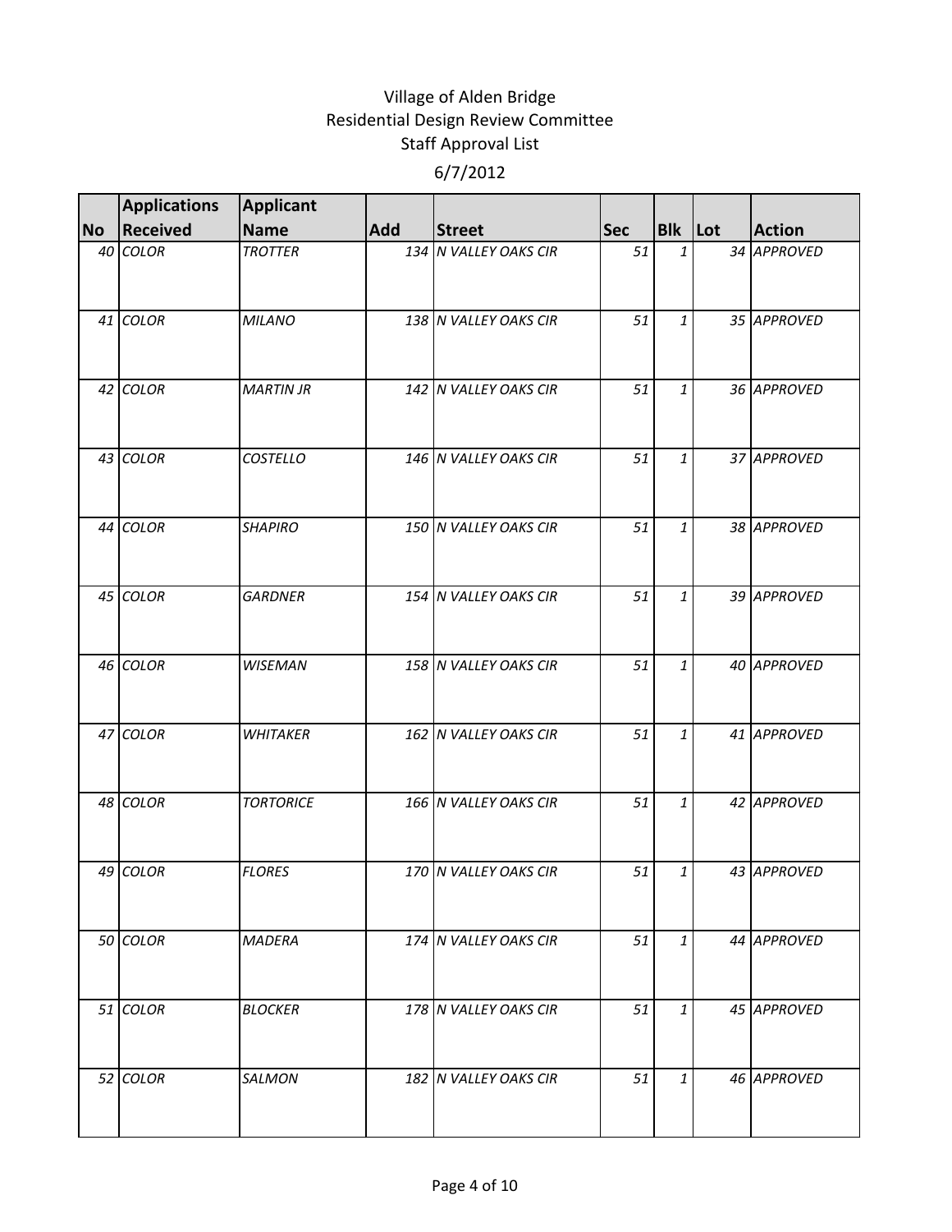Village of Alden Bridge
Residential Design Review Committee
Staff Approval List
6/7/2012

| No | Applications Received | Applicant Name | Add | Street | Sec | Blk | Lot | Action |
|---|---|---|---|---|---|---|---|---|
| 40 | COLOR | TROTTER | 134 | N VALLEY OAKS CIR | 51 | 1 | 34 | APPROVED |
| 41 | COLOR | MILANO | 138 | N VALLEY OAKS CIR | 51 | 1 | 35 | APPROVED |
| 42 | COLOR | MARTIN JR | 142 | N VALLEY OAKS CIR | 51 | 1 | 36 | APPROVED |
| 43 | COLOR | COSTELLO | 146 | N VALLEY OAKS CIR | 51 | 1 | 37 | APPROVED |
| 44 | COLOR | SHAPIRO | 150 | N VALLEY OAKS CIR | 51 | 1 | 38 | APPROVED |
| 45 | COLOR | GARDNER | 154 | N VALLEY OAKS CIR | 51 | 1 | 39 | APPROVED |
| 46 | COLOR | WISEMAN | 158 | N VALLEY OAKS CIR | 51 | 1 | 40 | APPROVED |
| 47 | COLOR | WHITAKER | 162 | N VALLEY OAKS CIR | 51 | 1 | 41 | APPROVED |
| 48 | COLOR | TORTORICE | 166 | N VALLEY OAKS CIR | 51 | 1 | 42 | APPROVED |
| 49 | COLOR | FLORES | 170 | N VALLEY OAKS CIR | 51 | 1 | 43 | APPROVED |
| 50 | COLOR | MADERA | 174 | N VALLEY OAKS CIR | 51 | 1 | 44 | APPROVED |
| 51 | COLOR | BLOCKER | 178 | N VALLEY OAKS CIR | 51 | 1 | 45 | APPROVED |
| 52 | COLOR | SALMON | 182 | N VALLEY OAKS CIR | 51 | 1 | 46 | APPROVED |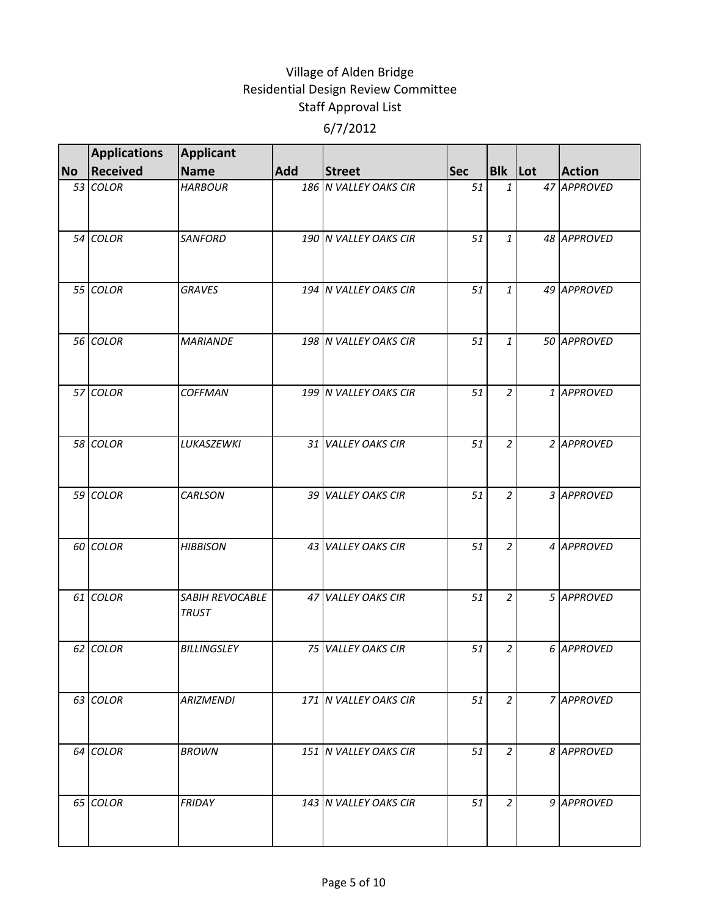# Village of Alden Bridge
## Residential Design Review Committee
### Staff Approval List

6/7/2012

| No | Applications Received | Applicant Name | Add | Street | Sec | Blk | Lot | Action |
|---|---|---|---|---|---|---|---|---|
| *53* | *COLOR* | *HARBOUR* | *186* | *N VALLEY OAKS CIR* | *51* | *1* | *47* | *APPROVED* |
| *54* | *COLOR* | *SANFORD* | *190* | *N VALLEY OAKS CIR* | *51* | *1* | *48* | *APPROVED* |
| *55* | *COLOR* | *GRAVES* | *194* | *N VALLEY OAKS CIR* | *51* | *1* | *49* | *APPROVED* |
| *56* | *COLOR* | *MARIANDE* | *198* | *N VALLEY OAKS CIR* | *51* | *1* | *50* | *APPROVED* |
| *57* | *COLOR* | *COFFMAN* | *199* | *N VALLEY OAKS CIR* | *51* | *2* | *1* | *APPROVED* |
| *58* | *COLOR* | *LUKASZEWKI* | *31* | *VALLEY OAKS CIR* | *51* | *2* | *2* | *APPROVED* |
| *59* | *COLOR* | *CARLSON* | *39* | *VALLEY OAKS CIR* | *51* | *2* | *3* | *APPROVED* |
| *60* | *COLOR* | *HIBBISON* | *43* | *VALLEY OAKS CIR* | *51* | *2* | *4* | *APPROVED* |
| *61* | *COLOR* | *SABIH REVOCABLE TRUST* | *47* | *VALLEY OAKS CIR* | *51* | *2* | *5* | *APPROVED* |
| *62* | *COLOR* | *BILLINGSLEY* | *75* | *VALLEY OAKS CIR* | *51* | *2* | *6* | *APPROVED* |
| *63* | *COLOR* | *ARIZMENDI* | *171* | *N VALLEY OAKS CIR* | *51* | *2* | *7* | *APPROVED* |
| *64* | *COLOR* | *BROWN* | *151* | *N VALLEY OAKS CIR* | *51* | *2* | *8* | *APPROVED* |
| *65* | *COLOR* | *FRIDAY* | *143* | *N VALLEY OAKS CIR* | *51* | *2* | *9* | *APPROVED* |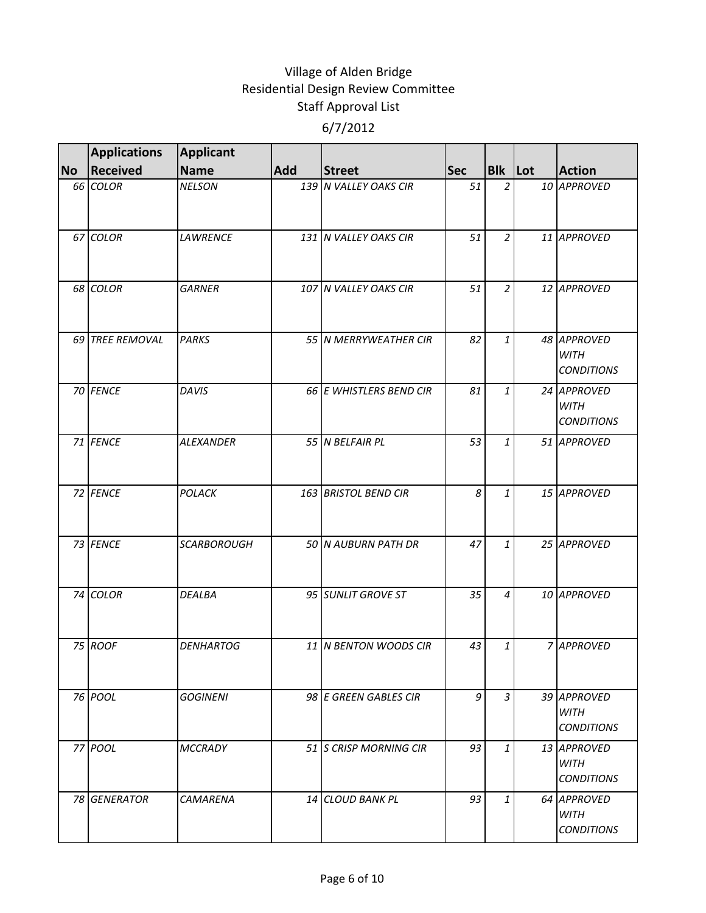# Village of Alden Bridge
## Residential Design Review Committee
### Staff Approval List
### 6/7/2012

| No | Applications Received | Applicant Name | Add | Street | Sec | Blk | Lot | Action |
|---|---|---|---|---|---|---|---|---|
| 66 | *COLOR* | *NELSON* | 139 | *N VALLEY OAKS CIR* | 51 | 2 | 10 | *APPROVED* |
| 67 | *COLOR* | *LAWRENCE* | 131 | *N VALLEY OAKS CIR* | 51 | 2 | 11 | *APPROVED* |
| 68 | *COLOR* | *GARNER* | 107 | *N VALLEY OAKS CIR* | 51 | 2 | 12 | *APPROVED* |
| 69 | *TREE REMOVAL* | *PARKS* | 55 | *N MERRYWEATHER CIR* | 82 | 1 | 48 | *APPROVED WITH CONDITIONS* |
| 70 | *FENCE* | *DAVIS* | 66 | *E WHISTLERS BEND CIR* | 81 | 1 | 24 | *APPROVED WITH CONDITIONS* |
| 71 | *FENCE* | *ALEXANDER* | 55 | *N BELFAIR PL* | 53 | 1 | 51 | *APPROVED* |
| 72 | *FENCE* | *POLACK* | 163 | *BRISTOL BEND CIR* | 8 | 1 | 15 | *APPROVED* |
| 73 | *FENCE* | *SCARBOROUGH* | 50 | *N AUBURN PATH DR* | 47 | 1 | 25 | *APPROVED* |
| 74 | *COLOR* | *DEALBA* | 95 | *SUNLIT GROVE ST* | 35 | 4 | 10 | *APPROVED* |
| 75 | *ROOF* | *DENHARTOG* | 11 | *N BENTON WOODS CIR* | 43 | 1 | 7 | *APPROVED* |
| 76 | *POOL* | *GOGINENI* | 98 | *E GREEN GABLES CIR* | 9 | 3 | 39 | *APPROVED WITH CONDITIONS* |
| 77 | *POOL* | *MCCRADY* | 51 | *S CRISP MORNING CIR* | 93 | 1 | 13 | *APPROVED WITH CONDITIONS* |
| 78 | *GENERATOR* | *CAMARENA* | 14 | *CLOUD BANK PL* | 93 | 1 | 64 | *APPROVED WITH CONDITIONS* |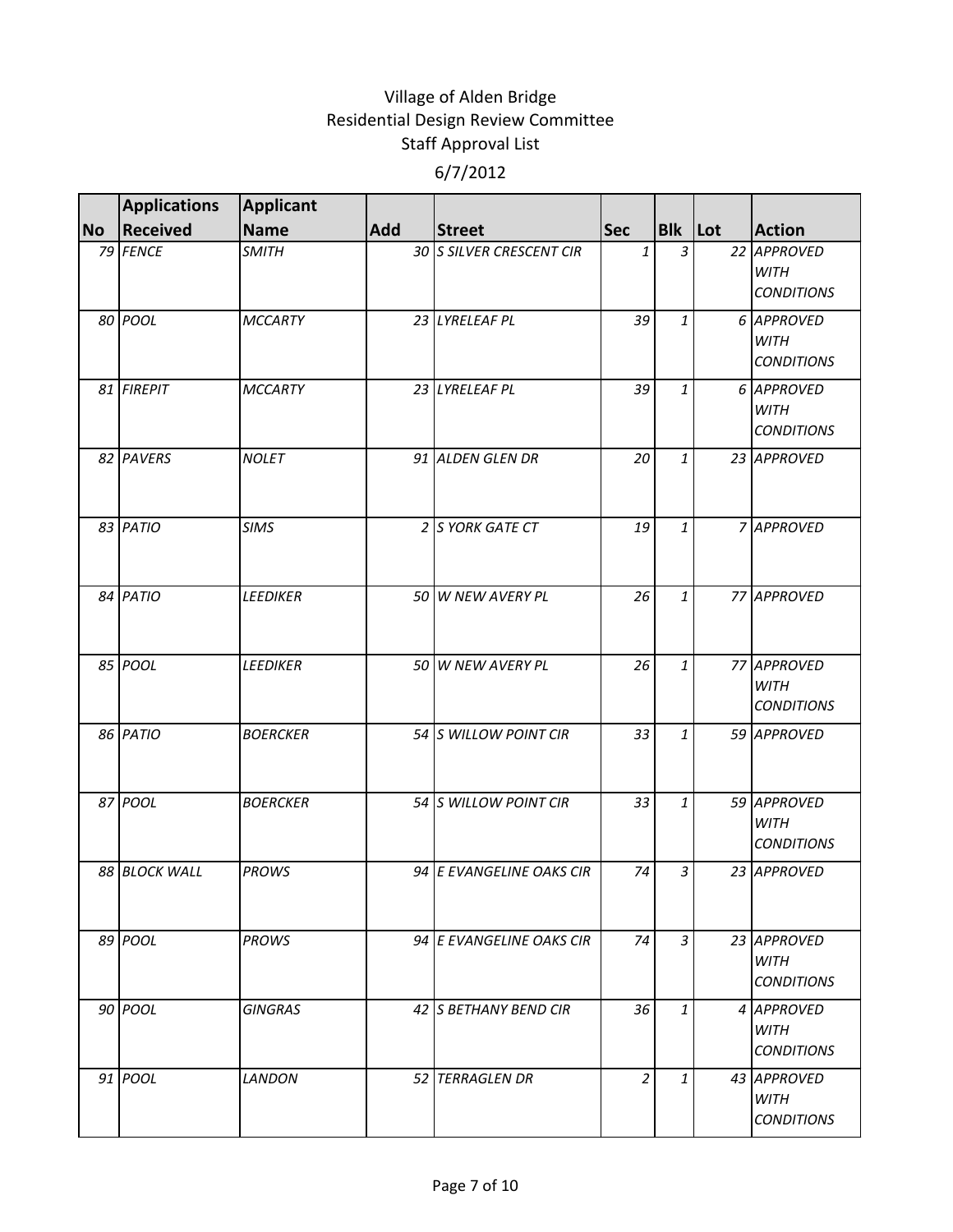# Village of Alden Bridge
## Residential Design Review Committee
### Staff Approval List

6/7/2012

| No | Applications Received | Applicant Name | Add | Street | Sec | Blk | Lot | Action |
|---|---|---|---|---|---|---|---|---|
| 79 | *FENCE* | *SMITH* | 30 | *S SILVER CRESCENT CIR* | 1 | 3 | 22 | *APPROVED WITH CONDITIONS* |
| 80 | *POOL* | *MCCARTY* | 23 | *LYRELEAF PL* | 39 | 1 | 6 | *APPROVED WITH CONDITIONS* |
| 81 | *FIREPIT* | *MCCARTY* | 23 | *LYRELEAF PL* | 39 | 1 | 6 | *APPROVED WITH CONDITIONS* |
| 82 | *PAVERS* | *NOLET* | 91 | *ALDEN GLEN DR* | 20 | 1 | 23 | *APPROVED* |
| 83 | *PATIO* | *SIMS* | 2 | *S YORK GATE CT* | 19 | 1 | 7 | *APPROVED* |
| 84 | *PATIO* | *LEEDIKER* | 50 | *W NEW AVERY PL* | 26 | 1 | 77 | *APPROVED* |
| 85 | *POOL* | *LEEDIKER* | 50 | *W NEW AVERY PL* | 26 | 1 | 77 | *APPROVED WITH CONDITIONS* |
| 86 | *PATIO* | *BOERCKER* | 54 | *S WILLOW POINT CIR* | 33 | 1 | 59 | *APPROVED* |
| 87 | *POOL* | *BOERCKER* | 54 | *S WILLOW POINT CIR* | 33 | 1 | 59 | *APPROVED WITH CONDITIONS* |
| 88 | *BLOCK WALL* | *PROWS* | 94 | *E EVANGELINE OAKS CIR* | 74 | 3 | 23 | *APPROVED* |
| 89 | *POOL* | *PROWS* | 94 | *E EVANGELINE OAKS CIR* | 74 | 3 | 23 | *APPROVED WITH CONDITIONS* |
| 90 | *POOL* | *GINGRAS* | 42 | *S BETHANY BEND CIR* | 36 | 1 | 4 | *APPROVED WITH CONDITIONS* |
| 91 | *POOL* | *LANDON* | 52 | *TERRAGLEN DR* | 2 | 1 | 43 | *APPROVED WITH CONDITIONS* |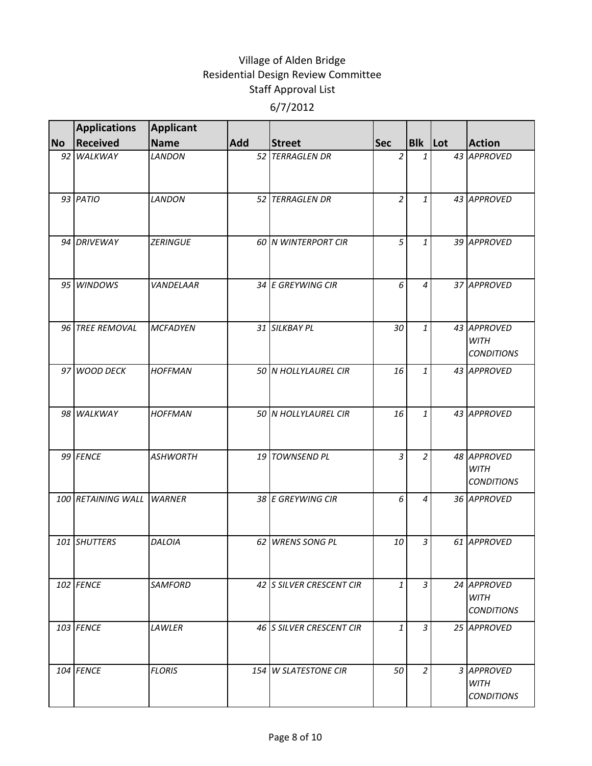# Village of Alden Bridge
## Residential Design Review Committee
### Staff Approval List
### 6/7/2012

| No | Applications Received | Applicant Name | Add | Street | Sec | Blk | Lot | Action |
|---|---|---|---|---|---|---|---|---|
| 92 | WALKWAY | LANDON | 52 | TERRAGLEN DR | 2 | 1 | 43 | APPROVED |
| 93 | PATIO | LANDON | 52 | TERRAGLEN DR | 2 | 1 | 43 | APPROVED |
| 94 | DRIVEWAY | ZERINGUE | 60 | N WINTERPORT CIR | 5 | 1 | 39 | APPROVED |
| 95 | WINDOWS | VANDELAAR | 34 | E GREYWING CIR | 6 | 4 | 37 | APPROVED |
| 96 | TREE REMOVAL | MCFADYEN | 31 | SILKBAY PL | 30 | 1 | 43 | APPROVED WITH CONDITIONS |
| 97 | WOOD DECK | HOFFMAN | 50 | N HOLLYLAUREL CIR | 16 | 1 | 43 | APPROVED |
| 98 | WALKWAY | HOFFMAN | 50 | N HOLLYLAUREL CIR | 16 | 1 | 43 | APPROVED |
| 99 | FENCE | ASHWORTH | 19 | TOWNSEND PL | 3 | 2 | 48 | APPROVED WITH CONDITIONS |
| 100 | RETAINING WALL | WARNER | 38 | E GREYWING CIR | 6 | 4 | 36 | APPROVED |
| 101 | SHUTTERS | DALOIA | 62 | WRENS SONG PL | 10 | 3 | 61 | APPROVED |
| 102 | FENCE | SAMFORD | 42 | S SILVER CRESCENT CIR | 1 | 3 | 24 | APPROVED WITH CONDITIONS |
| 103 | FENCE | LAWLER | 46 | S SILVER CRESCENT CIR | 1 | 3 | 25 | APPROVED |
| 104 | FENCE | FLORIS | 154 | W SLATESTONE CIR | 50 | 2 | 3 | APPROVED WITH CONDITIONS |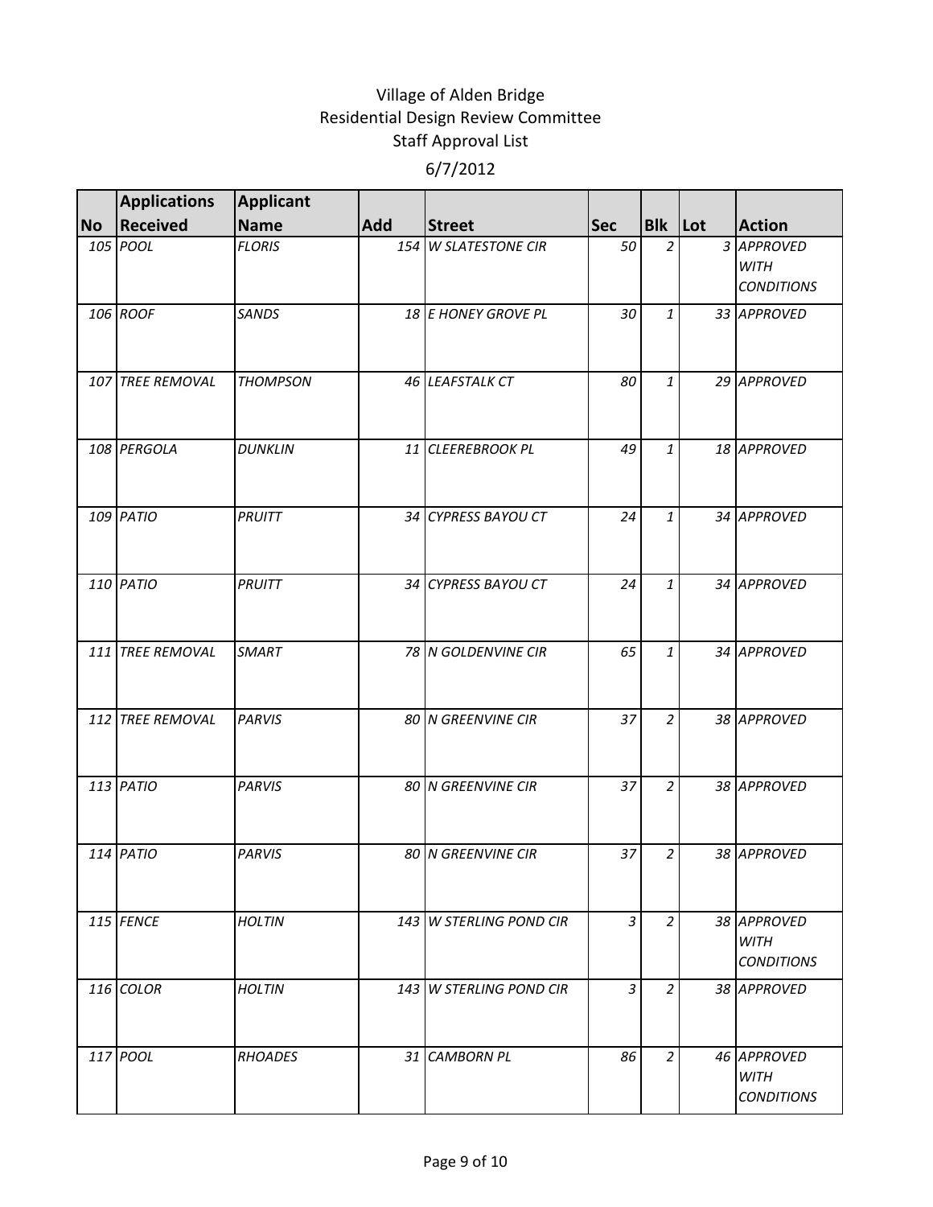# Village of Alden Bridge
## Residential Design Review Committee
### Staff Approval List

6/7/2012

| No | Applications Received | Applicant Name | Add | Street | Sec | Blk | Lot | Action |
|---|---|---|---|---|---|---|---|---|
| 105 | POOL | FLORIS | 154 | W SLATESTONE CIR | 50 | 2 | 3 | APPROVED WITH CONDITIONS |
| 106 | ROOF | SANDS | 18 | E HONEY GROVE PL | 30 | 1 | 33 | APPROVED |
| 107 | TREE REMOVAL | THOMPSON | 46 | LEAFSTALK CT | 80 | 1 | 29 | APPROVED |
| 108 | PERGOLA | DUNKLIN | 11 | CLEEREBROOK PL | 49 | 1 | 18 | APPROVED |
| 109 | PATIO | PRUITT | 34 | CYPRESS BAYOU CT | 24 | 1 | 34 | APPROVED |
| 110 | PATIO | PRUITT | 34 | CYPRESS BAYOU CT | 24 | 1 | 34 | APPROVED |
| 111 | TREE REMOVAL | SMART | 78 | N GOLDENVINE CIR | 65 | 1 | 34 | APPROVED |
| 112 | TREE REMOVAL | PARVIS | 80 | N GREENVINE CIR | 37 | 2 | 38 | APPROVED |
| 113 | PATIO | PARVIS | 80 | N GREENVINE CIR | 37 | 2 | 38 | APPROVED |
| 114 | PATIO | PARVIS | 80 | N GREENVINE CIR | 37 | 2 | 38 | APPROVED |
| 115 | FENCE | HOLTIN | 143 | W STERLING POND CIR | 3 | 2 | 38 | APPROVED WITH CONDITIONS |
| 116 | COLOR | HOLTIN | 143 | W STERLING POND CIR | 3 | 2 | 38 | APPROVED |
| 117 | POOL | RHOADES | 31 | CAMBORN PL | 86 | 2 | 46 | APPROVED WITH CONDITIONS |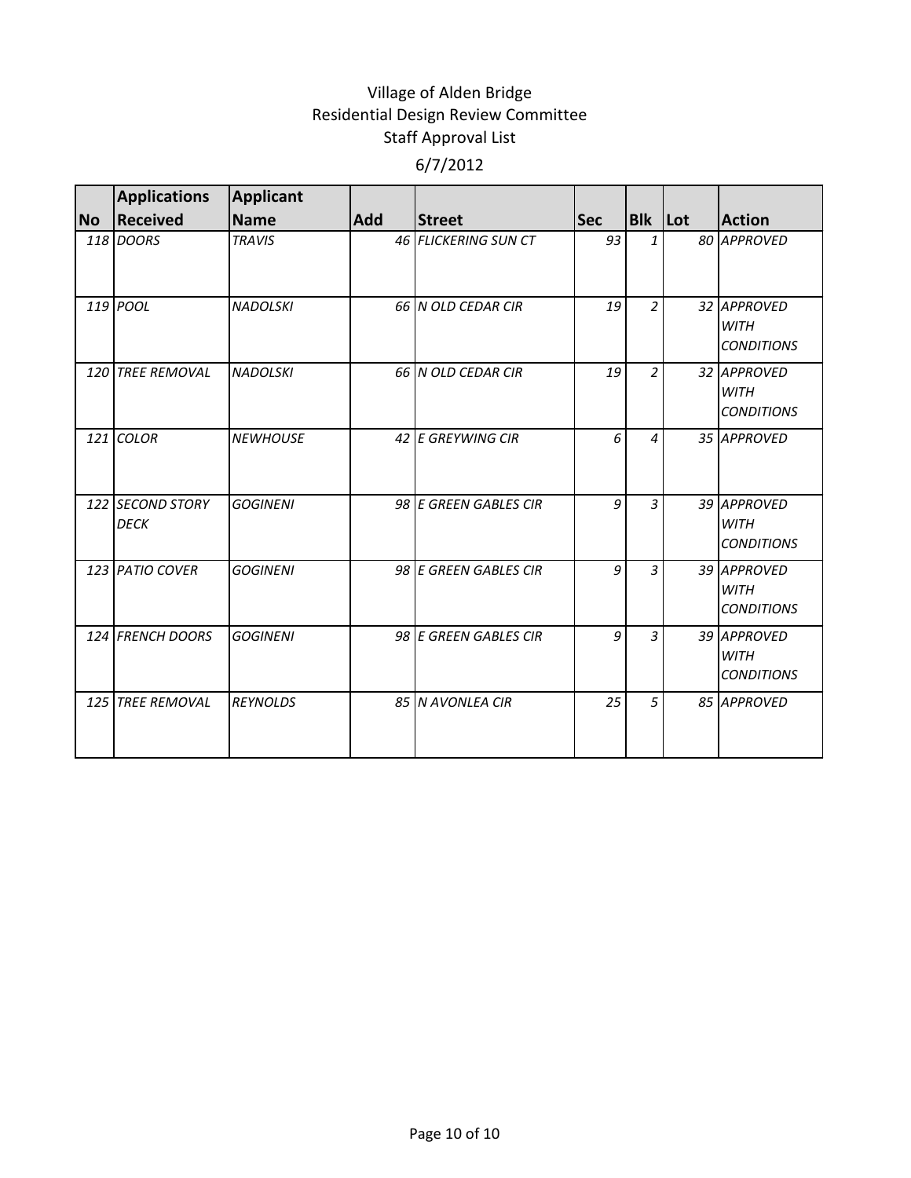Village of Alden Bridge
Residential Design Review Committee
Staff Approval List

6/7/2012

| No | Applications Received | Applicant Name | Add | Street | Sec | Blk | Lot | Action |
|---|---|---|---|---|---|---|---|---|
| *118* | *DOORS* | *TRAVIS* | *46* | *FLICKERING SUN CT* | *93* | *1* | *80* | *APPROVED* |
| *119* | *POOL* | *NADOLSKI* | *66* | *N OLD CEDAR CIR* | *19* | *2* | *32* | *APPROVED WITH CONDITIONS* |
| *120* | *TREE REMOVAL* | *NADOLSKI* | *66* | *N OLD CEDAR CIR* | *19* | *2* | *32* | *APPROVED WITH CONDITIONS* |
| *121* | *COLOR* | *NEWHOUSE* | *42* | *E GREYWING CIR* | *6* | *4* | *35* | *APPROVED* |
| *122* | *SECOND STORY DECK* | *GOGINENI* | *98* | *E GREEN GABLES CIR* | *9* | *3* | *39* | *APPROVED WITH CONDITIONS* |
| *123* | *PATIO COVER* | *GOGINENI* | *98* | *E GREEN GABLES CIR* | *9* | *3* | *39* | *APPROVED WITH CONDITIONS* |
| *124* | *FRENCH DOORS* | *GOGINENI* | *98* | *E GREEN GABLES CIR* | *9* | *3* | *39* | *APPROVED WITH CONDITIONS* |
| *125* | *TREE REMOVAL* | *REYNOLDS* | *85* | *N AVONLEA CIR* | *25* | *5* | *85* | *APPROVED* |